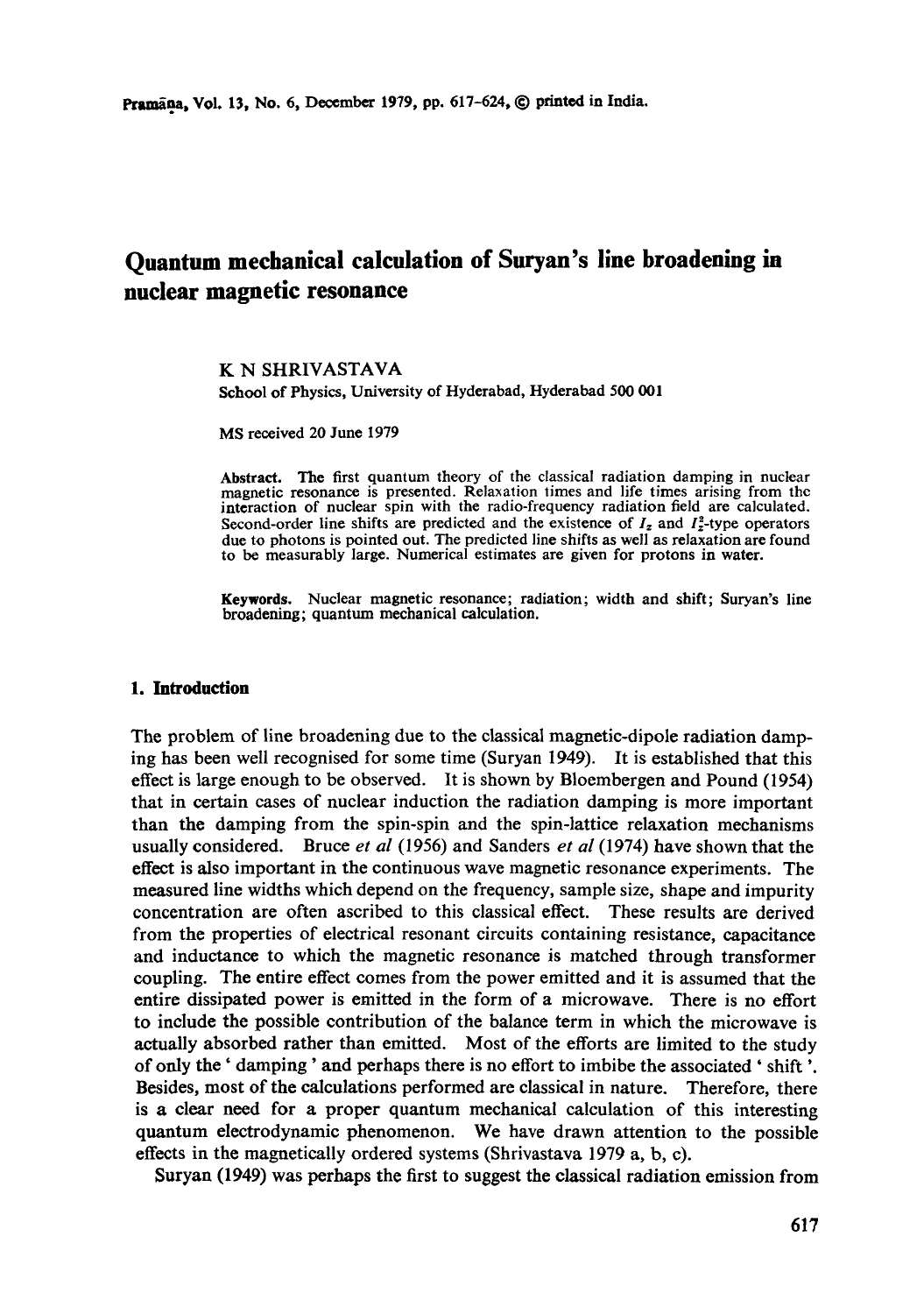# Quantum mechanical calculation of Suryan's line broadening in nuclear magnetic resonance

K N SHRIVASTAVA

School of Physics, University of Hyderabad, Hyderabad 500 001

MS received 20 June 1979

**Abstract.** The first quantum theory of the classical radiation damping in nuclear magnetic resonance is presented. Relaxation times and life times arising from the interaction of nuclear spin with the radio-frequency radiation field are calculated. Second-order line shifts are predicted and the existence of $I_z$ and $I_z^2$-type operators due to photons is pointed out. The predicted line shifts as well as relaxation are found to be measurably large. Numerical estimates are given for protons in water.

**Keywords.** Nuclear magnetic resonance; radiation; width and shift; Suryan's line broadening; quantum mechanical calculation.

## 1. Introduction

The problem of line broadening due to the classical magnetic-dipole radiation damping has been well recognised for some time (Suryan 1949). It is established that this effect is large enough to be observed. It is shown by Bloembergen and Pound (1954) that in certain cases of nuclear induction the radiation damping is more important than the damping from the spin-spin and the spin-lattice relaxation mechanisms usually considered. Bruce *et al* (1956) and Sanders *et al* (1974) have shown that the effect is also important in the continuous wave magnetic resonance experiments. The measured line widths which depend on the frequency, sample size, shape and impurity concentration are often ascribed to this classical effect. These results are derived from the properties of electrical resonant circuits containing resistance, capacitance and inductance to which the magnetic resonance is matched through transformer coupling. The entire effect comes from the power emitted and it is assumed that the entire dissipated power is emitted in the form of a microwave. There is no effort to include the possible contribution of the balance term in which the microwave is actually absorbed rather than emitted. Most of the efforts are limited to the study of only the 'damping' and perhaps there is no effort to imbibe the associated 'shift'. Besides, most of the calculations performed are classical in nature. Therefore, there is a clear need for a proper quantum mechanical calculation of this interesting quantum electrodynamic phenomenon. We have drawn attention to the possible effects in the magnetically ordered systems (Shrivastava 1979 a, b, c).

Suryan (1949) was perhaps the first to suggest the classical radiation emission from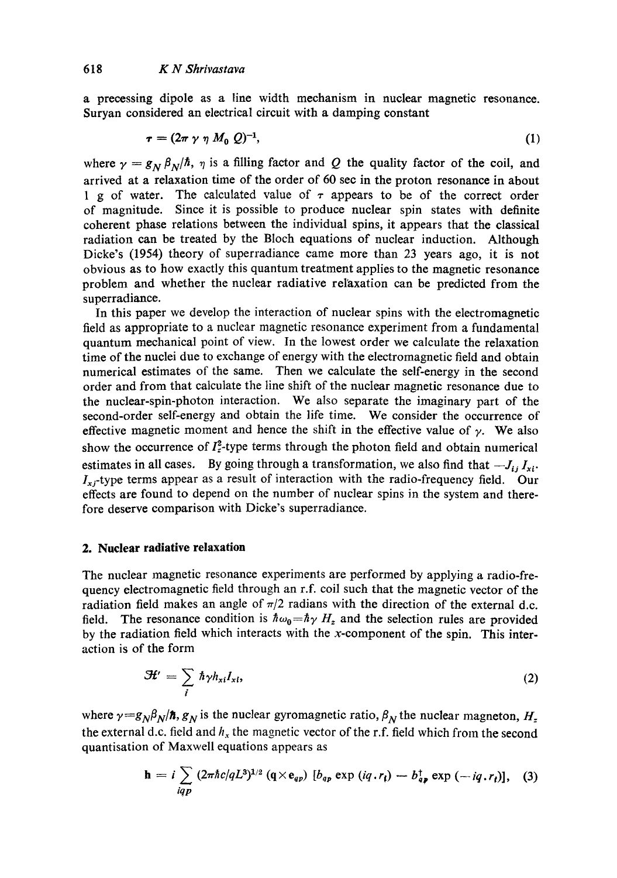a precessing dipole as a line width mechanism in nuclear magnetic resonance. Suryan considered an electrical circuit with a damping constant

$$\tau = (2\pi \gamma \eta M_0 Q)^{-1}, \tag{1}$$

where $\gamma = g_N \beta_N/\hbar$, $\eta$ is a filling factor and $Q$ the quality factor of the coil, and arrived at a relaxation time of the order of 60 sec in the proton resonance in about 1 g of water. The calculated value of $\tau$ appears to be of the correct order of magnitude. Since it is possible to produce nuclear spin states with definite coherent phase relations between the individual spins, it appears that the classical radiation can be treated by the Bloch equations of nuclear induction. Although Dicke's (1954) theory of superradiance came more than 23 years ago, it is not obvious as to how exactly this quantum treatment applies to the magnetic resonance problem and whether the nuclear radiative relaxation can be predicted from the superradiance.

In this paper we develop the interaction of nuclear spins with the electromagnetic field as appropriate to a nuclear magnetic resonance experiment from a fundamental quantum mechanical point of view. In the lowest order we calculate the relaxation time of the nuclei due to exchange of energy with the electromagnetic field and obtain numerical estimates of the same. Then we calculate the self-energy in the second order and from that calculate the line shift of the nuclear magnetic resonance due to the nuclear-spin-photon interaction. We also separate the imaginary part of the second-order self-energy and obtain the life time. We consider the occurrence of effective magnetic moment and hence the shift in the effective value of $\gamma$. We also show the occurrence of $I_z^2$-type terms through the photon field and obtain numerical estimates in all cases. By going through a transformation, we also find that $-J_{ij} I_{xi} \cdot I_{xj}$-type terms appear as a result of interaction with the radio-frequency field. Our effects are found to depend on the number of nuclear spins in the system and therefore deserve comparison with Dicke's superradiance.

## 2. Nuclear radiative relaxation

The nuclear magnetic resonance experiments are performed by applying a radio-frequency electromagnetic field through an r.f. coil such that the magnetic vector of the radiation field makes an angle of $\pi/2$ radians with the direction of the external d.c. field. The resonance condition is $\hbar\omega_0 = \hbar\gamma H_z$ and the selection rules are provided by the radiation field which interacts with the $x$-component of the spin. This interaction is of the form

$$\mathcal{H}' = \sum_i \hbar\gamma h_{xi} I_{xi}, \tag{2}$$

where $\gamma = g_N \beta_N/\hbar$, $g_N$ is the nuclear gyromagnetic ratio, $\beta_N$ the nuclear magneton, $H_z$ the external d.c. field and $h_x$ the magnetic vector of the r.f. field which from the second quantisation of Maxwell equations appears as

$$\mathbf{h} = i \sum_{iqp} (2\pi\hbar c/qL^3)^{1/2} (\mathbf{q} \times \mathbf{e}_{qp}) \left[ b_{qp} \exp(iq \cdot r_i) - b_{qp}^\dagger \exp(-iq \cdot r_i) \right], \tag{3}$$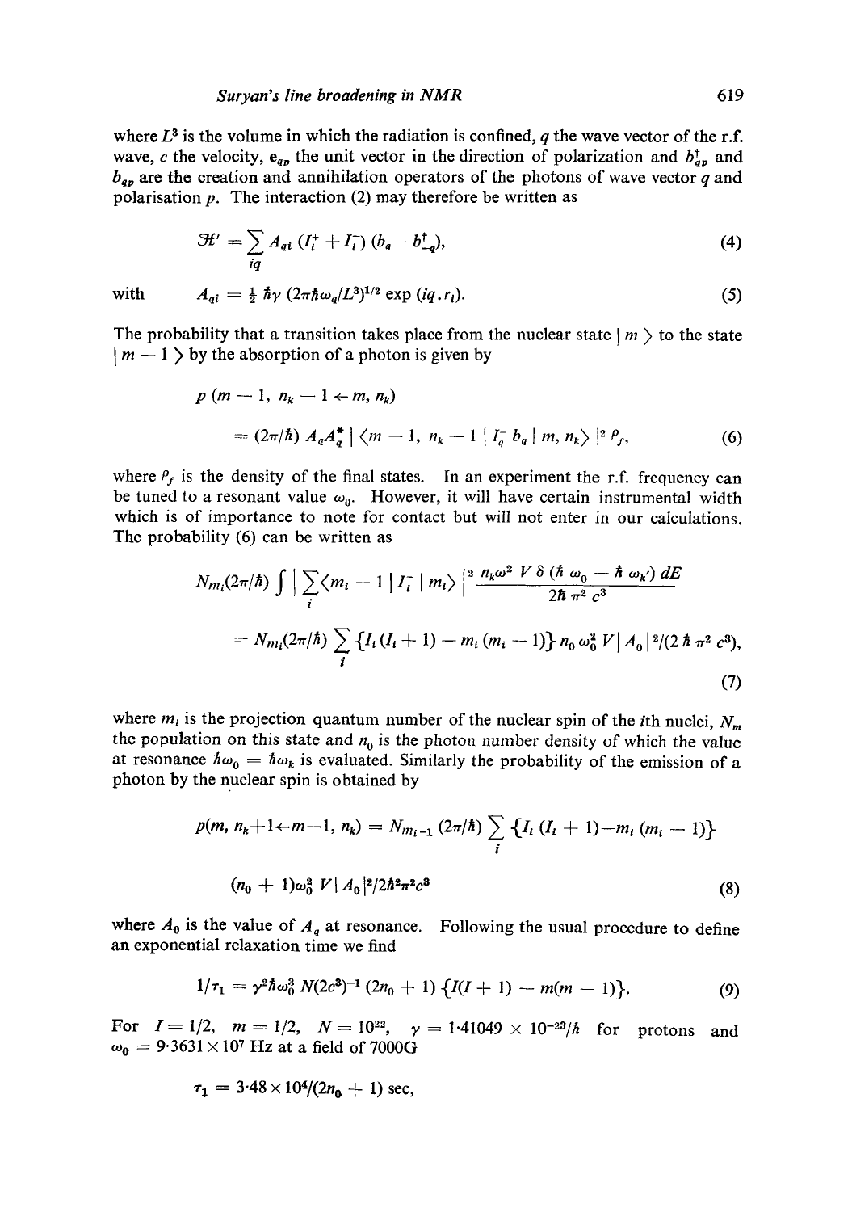where $L^3$ is the volume in which the radiation is confined, $q$ the wave vector of the r.f. wave, $c$ the velocity, $\mathbf{e}_{qp}$ the unit vector in the direction of polarization and $b_{qp}^{\dagger}$ and $b_{qp}$ are the creation and annihilation operators of the photons of wave vector $q$ and polarisation $p$. The interaction (2) may therefore be written as

$$\mathcal{H}' = \sum_{iq} A_{qi} \left(I_i^+ + I_i^-\right) \left(b_q - b_{-q}^{\dagger}\right), \tag{4}$$

with

$$A_{qi} = \tfrac{1}{2} \hbar \gamma \left(2\pi \hbar \omega_q / L^3\right)^{1/2} \exp\left(iq \cdot r_i\right). \tag{5}$$

The probability that a transition takes place from the nuclear state $| m \rangle$ to the state $| m - 1 \rangle$ by the absorption of a photon is given by

$$p\left(m - 1,\ n_k - 1 \leftarrow m,\ n_k\right)$$

$$= (2\pi/\hbar)\, A_q A_q^* \left| \langle m - 1,\ n_k - 1 \,|\, I_q^- b_q \,|\, m, n_k \rangle \right|^2 \rho_f, \tag{6}$$

where $\rho_f$ is the density of the final states. In an experiment the r.f. frequency can be tuned to a resonant value $\omega_0$. However, it will have certain instrumental width which is of importance to note for contact but will not enter in our calculations. The probability (6) can be written as

$$N_{m_i}(2\pi/\hbar) \int \left| \sum_i \langle m_i - 1 \,|\, I_i^- \,|\, m_i \rangle \right|^2 \frac{n_k \omega^2\, V\, \delta\left(\hbar\, \omega_0 - \hbar\, \omega_{k'}\right) dE}{2\hbar\, \pi^2\, c^3}$$

$$= N_{m_i}(2\pi/\hbar) \sum_i \left\{ I_i \left(I_i + 1\right) - m_i \left(m_i - 1\right) \right\} n_0\, \omega_0^2\, V \left| A_0 \right|^2 / \left(2\, \hbar\, \pi^2\, c^3\right), \tag{7}$$

where $m_i$ is the projection quantum number of the nuclear spin of the $i$th nuclei, $N_m$ the population on this state and $n_0$ is the photon number density of which the value at resonance $\hbar\omega_0 = \hbar\omega_k$ is evaluated. Similarly the probability of the emission of a photon by the nuclear spin is obtained by

$$p\left(m,\ n_k + 1 \leftarrow m - 1,\ n_k\right) = N_{m_i - 1}\, (2\pi/\hbar) \sum_i \left\{ I_i \left(I_i + 1\right) - m_i \left(m_i - 1\right) \right\}$$

$$\left(n_0 + 1\right) \omega_0^2\, V \left| A_0 \right|^2 / 2\hbar^2 \pi^2 c^3 \tag{8}$$

where $A_0$ is the value of $A_q$ at resonance. Following the usual procedure to define an exponential relaxation time we find

$$1/\tau_1 = \gamma^2 \hbar \omega_0^3\, N \left(2c^3\right)^{-1} \left(2n_0 + 1\right) \left\{ I(I + 1) - m(m - 1) \right\}. \tag{9}$$

For $I = 1/2$, $m = 1/2$, $N = 10^{22}$, $\gamma = 1{\cdot}41049 \times 10^{-23}/\hbar$ for protons and $\omega_0 = 9{\cdot}3631 \times 10^7$ Hz at a field of 7000G

$$\tau_1 = 3{\cdot}48 \times 10^4 / \left(2n_0 + 1\right) \text{ sec},$$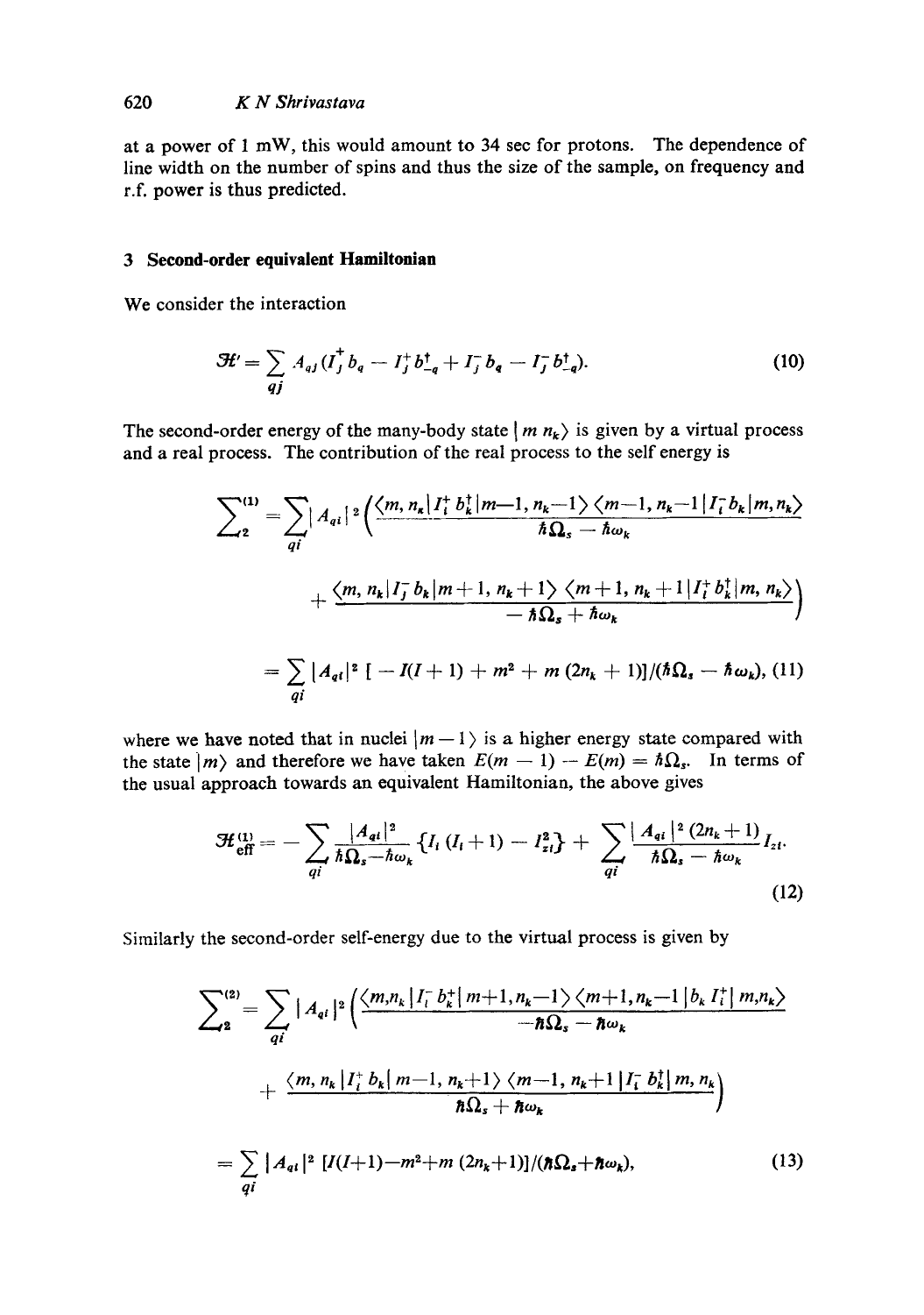at a power of 1 mW, this would amount to 34 sec for protons. The dependence of line width on the number of spins and thus the size of the sample, on frequency and r.f. power is thus predicted.

## 3 Second-order equivalent Hamiltonian

We consider the interaction

$$\mathcal{H}' = \sum_{qj} A_{qj} (I_j^+ b_q - I_j^+ b_{-q}^\dagger + I_j^- b_q - I_j^- b_{-q}^\dagger). \tag{10}$$

The second-order energy of the many-body state $|m\, n_k\rangle$ is given by a virtual process and a real process. The contribution of the real process to the self energy is

$$\sum\nolimits_2^{(1)} = \sum_{qi} |A_{qi}|^2 \left( \frac{\langle m, n_k | I_i^+ b_k^\dagger | m-1, n_k-1 \rangle \langle m-1, n_k-1 | I_i^- b_k | m, n_k \rangle}{\hbar\Omega_s - \hbar\omega_k} \right.$$

$$\left. + \frac{\langle m, n_k | I_j^- b_k | m+1, n_k+1 \rangle \langle m+1, n_k+1 | I_i^+ b_k^\dagger | m, n_k \rangle}{-\hbar\Omega_s + \hbar\omega_k} \right)$$

$$= \sum_{qi} |A_{qi}|^2 \, [-I(I+1) + m^2 + m\,(2n_k + 1)]/(\hbar\Omega_s - \hbar\omega_k), \tag{11}$$

where we have noted that in nuclei $|m-1\rangle$ is a higher energy state compared with the state $|m\rangle$ and therefore we have taken $E(m-1) - E(m) = \hbar\Omega_s$. In terms of the usual approach towards an equivalent Hamiltonian, the above gives

$$\mathcal{H}_{\text{eff}}^{(1)} = - \sum_{qi} \frac{|A_{qi}|^2}{\hbar\Omega_s - \hbar\omega_k} \{I_i (I_i + 1) - I_{zi}^2\} + \sum_{qi} \frac{|A_{qi}|^2 (2n_k + 1)}{\hbar\Omega_s - \hbar\omega_k} I_{zi}. \tag{12}$$

Similarly the second-order self-energy due to the virtual process is given by

$$\sum\nolimits_2^{(2)} = \sum_{qi} |A_{qi}|^2 \left( \frac{\langle m, n_k | I_i^- b_k^\dagger | m+1, n_k-1 \rangle \langle m+1, n_k-1 | b_k I_i^+ | m, n_k \rangle}{-\hbar\Omega_s - \hbar\omega_k} \right.$$

$$\left. + \frac{\langle m, n_k | I_i^+ b_k | m-1, n_k+1 \rangle \langle m-1, n_k+1 | I_i^- b_k^\dagger | m, n_k \rangle}{\hbar\Omega_s + \hbar\omega_k} \right)$$

$$= \sum_{qi} |A_{qi}|^2 \, [I(I+1) - m^2 + m\,(2n_k + 1)]/(\hbar\Omega_s + \hbar\omega_k), \tag{13}$$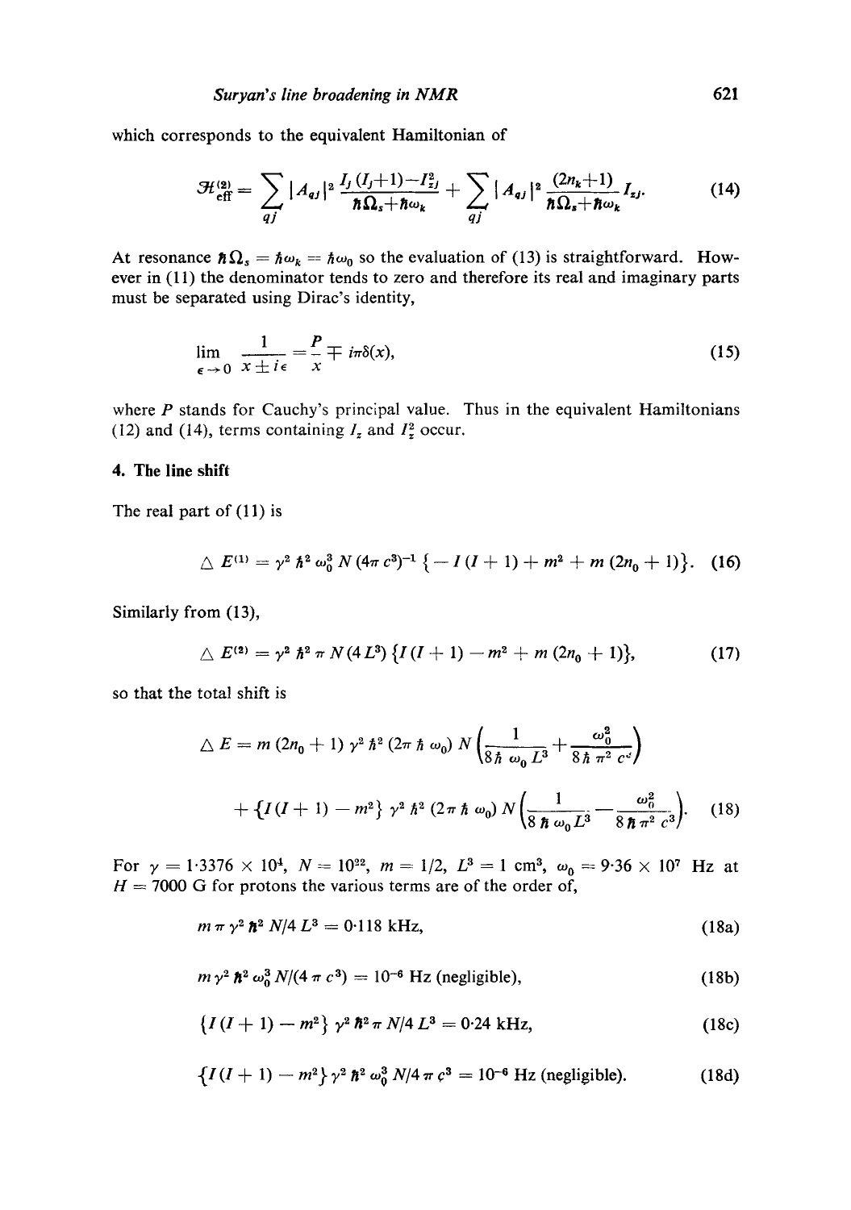which corresponds to the equivalent Hamiltonian of

$$\mathcal{H}_{\text{eff}}^{(2)} = \sum_{qj} |A_{qj}|^2 \frac{I_j(I_j+1)-I_{zj}^2}{\hbar\Omega_s+\hbar\omega_k} + \sum_{qj} |A_{qj}|^2 \frac{(2n_k+1)}{\hbar\Omega_s+\hbar\omega_k} I_{zj}. \tag{14}$$

At resonance $\hbar\Omega_s = \hbar\omega_k = \hbar\omega_0$ so the evaluation of (13) is straightforward. However in (11) the denominator tends to zero and therefore its real and imaginary parts must be separated using Dirac's identity,

$$\lim_{\epsilon\to 0} \frac{1}{x \pm i\epsilon} = \frac{P}{x} \mp i\pi\delta(x), \tag{15}$$

where $P$ stands for Cauchy's principal value. Thus in the equivalent Hamiltonians (12) and (14), terms containing $I_z$ and $I_z^2$ occur.

## 4. The line shift

The real part of (11) is

$$\triangle E^{(1)} = \gamma^2 \hbar^2 \omega_0^3 N (4\pi c^3)^{-1} \{-I(I+1) + m^2 + m(2n_0+1)\}. \tag{16}$$

Similarly from (13),

$$\triangle E^{(2)} = \gamma^2 \hbar^2 \pi N (4L^3) \{I(I+1) - m^2 + m(2n_0+1)\}, \tag{17}$$

so that the total shift is

$$\triangle E = m(2n_0+1)\gamma^2\hbar^2(2\pi\hbar\omega_0)N\left(\frac{1}{8\hbar\omega_0 L^3} + \frac{\omega_0^2}{8\hbar\pi^2 c^3}\right)$$

$$+ \{I(I+1) - m^2\}\gamma^2\hbar^2(2\pi\hbar\omega_0)N\left(\frac{1}{8\hbar\omega_0 L^3} - \frac{\omega_0^2}{8\hbar\pi^2 c^3}\right). \tag{18}$$

For $\gamma = 1{\cdot}3376 \times 10^4$, $N = 10^{22}$, $m = 1/2$, $L^3 = 1\ \text{cm}^3$, $\omega_0 = 9{\cdot}36 \times 10^7$ Hz at $H = 7000$ G for protons the various terms are of the order of,

$$m\pi\gamma^2\hbar^2 N/4L^3 = 0{\cdot}118 \text{ kHz}, \tag{18a}$$

$$m\gamma^2\hbar^2\omega_0^3 N/(4\pi c^3) = 10^{-6} \text{ Hz (negligible)}, \tag{18b}$$

$$\{I(I+1) - m^2\}\gamma^2\hbar^2\pi N/4L^3 = 0{\cdot}24 \text{ kHz}, \tag{18c}$$

$$\{I(I+1) - m^2\}\gamma^2\hbar^2\omega_0^3 N/4\pi c^3 = 10^{-6} \text{ Hz (negligible)}. \tag{18d}$$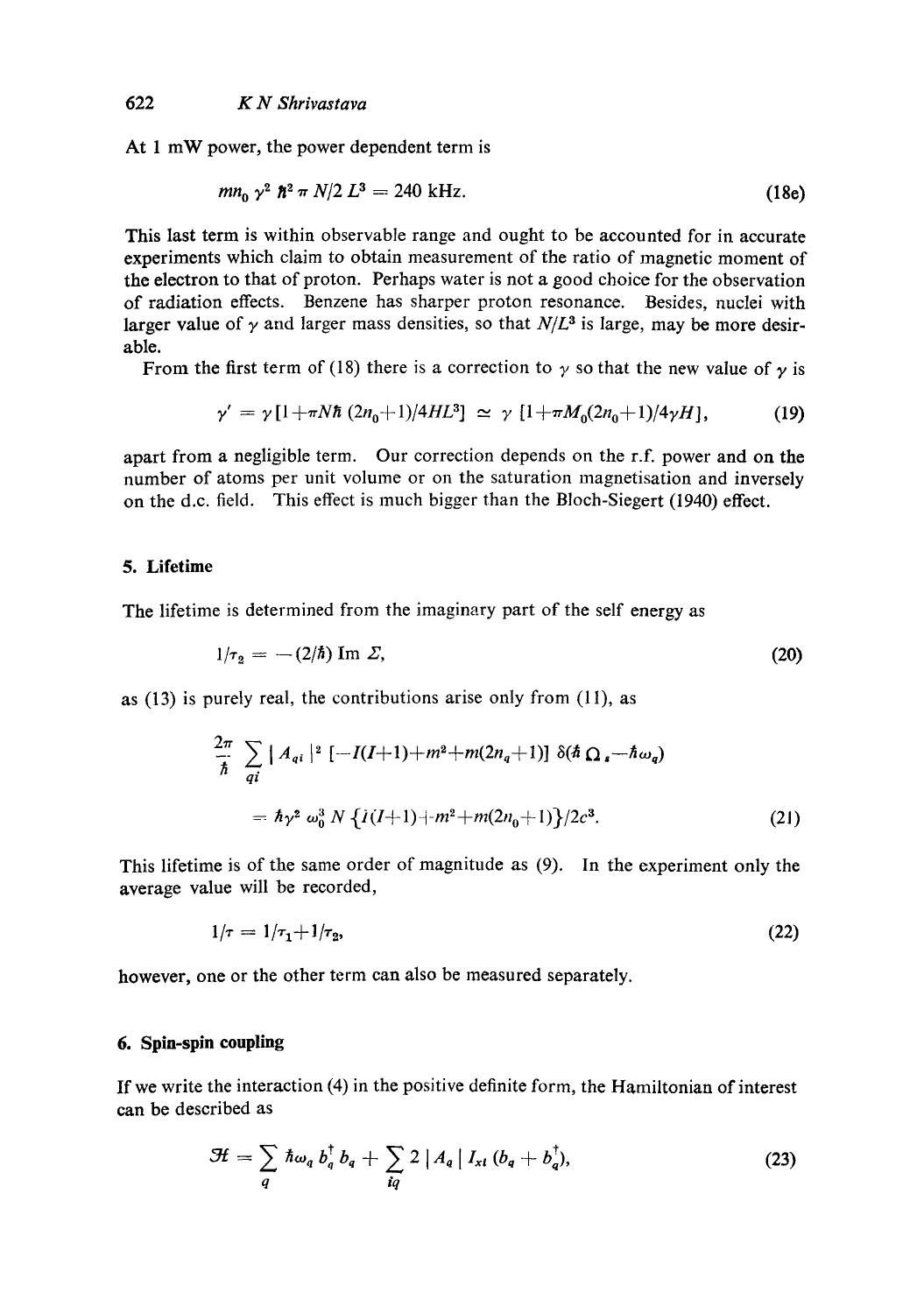At 1 mW power, the power dependent term is

$$mn_0 \gamma^2 \hbar^2 \pi N/2 L^3 = 240 \text{ kHz}. \tag{18e}$$

This last term is within observable range and ought to be accounted for in accurate experiments which claim to obtain measurement of the ratio of magnetic moment of the electron to that of proton. Perhaps water is not a good choice for the observation of radiation effects. Benzene has sharper proton resonance. Besides, nuclei with larger value of $\gamma$ and larger mass densities, so that $N/L^3$ is large, may be more desirable.

From the first term of (18) there is a correction to $\gamma$ so that the new value of $\gamma$ is

$$\gamma' = \gamma [1+\pi N\hbar (2n_0+1)/4HL^3] \simeq \gamma [1+\pi M_0(2n_0+1)/4\gamma H], \tag{19}$$

apart from a negligible term. Our correction depends on the r.f. power and on the number of atoms per unit volume or on the saturation magnetisation and inversely on the d.c. field. This effect is much bigger than the Bloch-Siegert (1940) effect.

## 5. Lifetime

The lifetime is determined from the imaginary part of the self energy as

$$1/\tau_2 = -(2/\hbar) \operatorname{Im} \Sigma, \tag{20}$$

as (13) is purely real, the contributions arise only from (11), as

$$\frac{2\pi}{\hbar} \sum_{qi} | A_{qi} |^2 [-I(I+1)+m^2+m(2n_q+1)] \; \delta(\hbar \, \Omega_s - \hbar\omega_q)$$

$$= \hbar\gamma^2 \omega_0^3 N \{I(I+1)+m^2+m(2n_0+1)\}/2c^3. \tag{21}$$

This lifetime is of the same order of magnitude as (9). In the experiment only the average value will be recorded,

$$1/\tau = 1/\tau_1 + 1/\tau_2, \tag{22}$$

however, one or the other term can also be measured separately.

## 6. Spin-spin coupling

If we write the interaction (4) in the positive definite form, the Hamiltonian of interest can be described as

$$\mathcal{H} = \sum_q \hbar\omega_q b_q^\dagger b_q + \sum_{iq} 2 \, | A_q | \, I_{xi} (b_q + b_q^\dagger), \tag{23}$$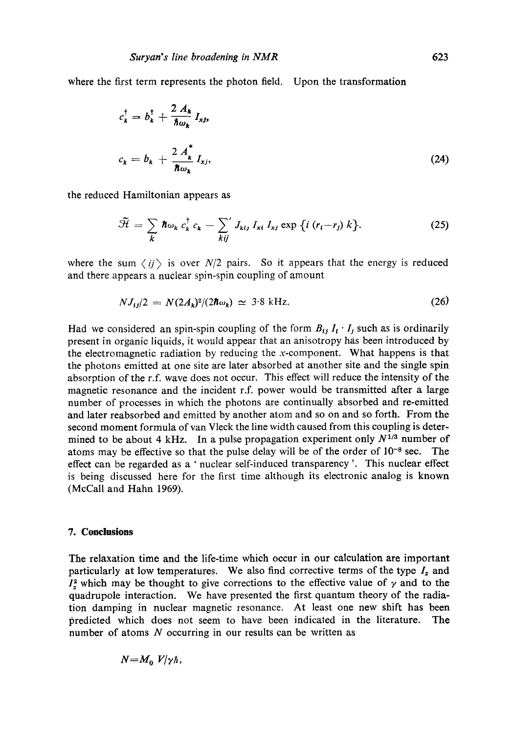where the first term represents the photon field. Upon the transformation

$$c_k^\dagger = b_k^\dagger + \frac{2\,A_k}{\hbar\omega_k}\,I_{xj},$$

$$c_k = b_k + \frac{2\,A_k^*}{\hbar\omega_k}\,I_{xj}, \tag{24}$$

the reduced Hamiltonian appears as

$$\tilde{\mathcal{H}} = \sum_k \hbar\omega_k\, c_k^\dagger\, c_k - \sum_{kij}{}' J_{kij}\, I_{xi}\, I_{xj} \exp\{i\,(r_i - r_j)\,k\}. \tag{25}$$

where the sum $\langle ij \rangle$ is over $N/2$ pairs. So it appears that the energy is reduced and there appears a nuclear spin-spin coupling of amount

$$NJ_{ij}/2 = N(2A_k)^2/(2\hbar\omega_k) \simeq 3{\cdot}8\ \text{kHz}. \tag{26}$$

Had we considered an spin-spin coupling of the form $B_{ij}\, I_i \cdot I_j$ such as is ordinarily present in organic liquids, it would appear that an anisotropy has been introduced by the electromagnetic radiation by reducing the $x$-component. What happens is that the photons emitted at one site are later absorbed at another site and the single spin absorption of the r.f. wave does not occur. This effect will reduce the intensity of the magnetic resonance and the incident r.f. power would be transmitted after a large number of processes in which the photons are continually absorbed and re-emitted and later reabsorbed and emitted by another atom and so on and so forth. From the second moment formula of van Vleck the line width caused from this coupling is determined to be about 4 kHz. In a pulse propagation experiment only $N^{1/3}$ number of atoms may be effective so that the pulse delay will be of the order of $10^{-8}$ sec. The effect can be regarded as a 'nuclear self-induced transparency'. This nuclear effect is being discussed here for the first time although its electronic analog is known (McCall and Hahn 1969).

## 7. Conclusions

The relaxation time and the life-time which occur in our calculation are important particularly at low temperatures. We also find corrective terms of the type $I_z$ and $I_z^2$ which may be thought to give corrections to the effective value of $\gamma$ and to the quadrupole interaction. We have presented the first quantum theory of the radiation damping in nuclear magnetic resonance. At least one new shift has been predicted which does not seem to have been indicated in the literature. The number of atoms $N$ occurring in our results can be written as

$$N = M_0\, V/\gamma\hbar,$$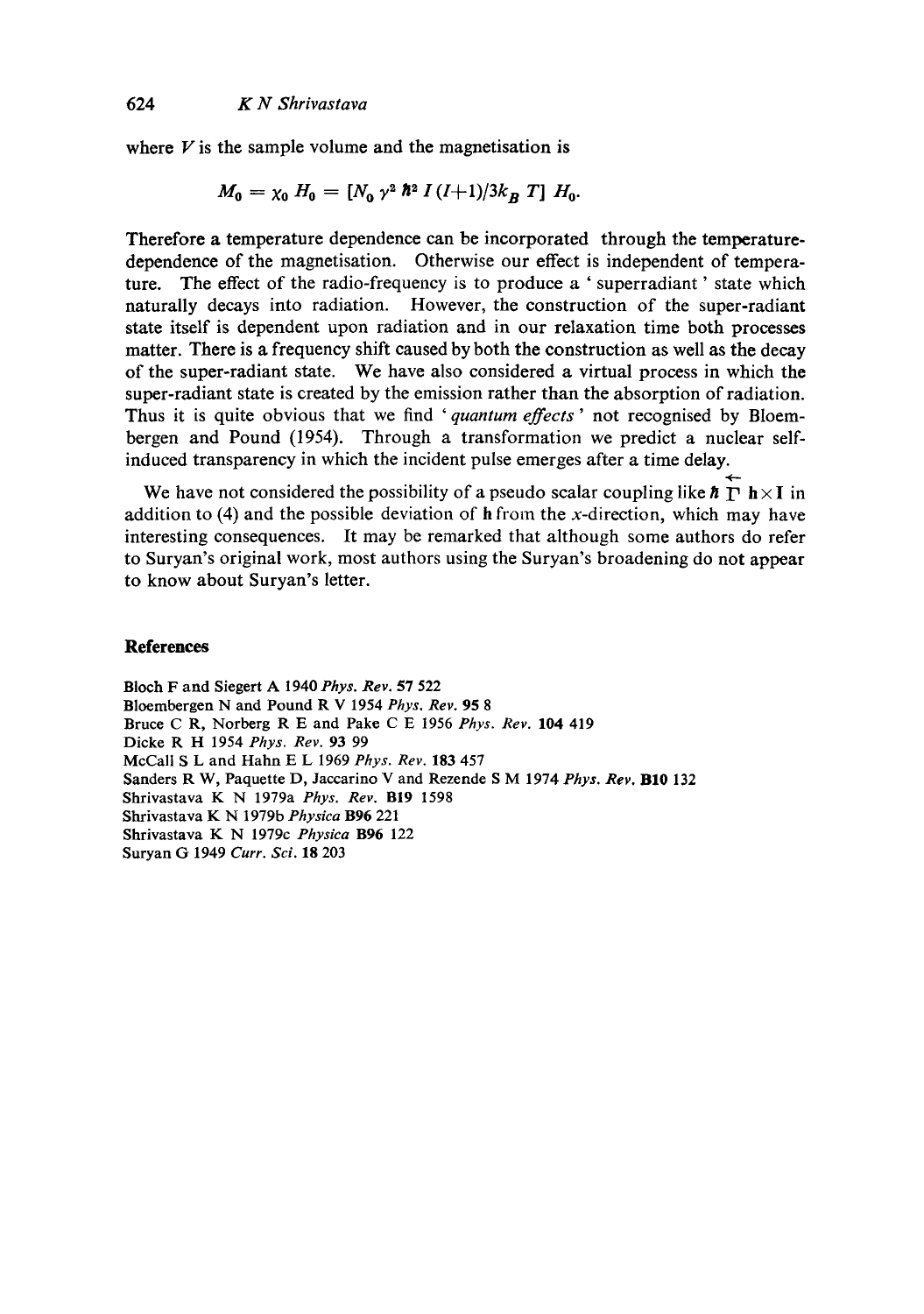where $V$ is the sample volume and the magnetisation is

$$M_0 = \chi_0 H_0 = [N_0 \gamma^2 \hbar^2 I(I+1)/3k_B T] H_0.$$

Therefore a temperature dependence can be incorporated through the temperature-dependence of the magnetisation. Otherwise our effect is independent of temperature. The effect of the radio-frequency is to produce a 'superradiant' state which naturally decays into radiation. However, the construction of the super-radiant state itself is dependent upon radiation and in our relaxation time both processes matter. There is a frequency shift caused by both the construction as well as the decay of the super-radiant state. We have also considered a virtual process in which the super-radiant state is created by the emission rather than the absorption of radiation. Thus it is quite obvious that we find '*quantum effects*' not recognised by Bloembergen and Pound (1954). Through a transformation we predict a nuclear self-induced transparency in which the incident pulse emerges after a time delay.

We have not considered the possibility of a pseudo scalar coupling like $\hbar \overleftarrow{\Gamma} \mathbf{h} \times \mathbf{I}$ in addition to (4) and the possible deviation of $\mathbf{h}$ from the $x$-direction, which may have interesting consequences. It may be remarked that although some authors do refer to Suryan's original work, most authors using the Suryan's broadening do not appear to know about Suryan's letter.

## References

Bloch F and Siegert A 1940 *Phys. Rev.* **57** 522
Bloembergen N and Pound R V 1954 *Phys. Rev.* **95** 8
Bruce C R, Norberg R E and Pake C E 1956 *Phys. Rev.* **104** 419
Dicke R H 1954 *Phys. Rev.* **93** 99
McCall S L and Hahn E L 1969 *Phys. Rev.* **183** 457
Sanders R W, Paquette D, Jaccarino V and Rezende S M 1974 *Phys. Rev.* **B10** 132
Shrivastava K N 1979a *Phys. Rev.* **B19** 1598
Shrivastava K N 1979b *Physica* **B96** 221
Shrivastava K N 1979c *Physica* **B96** 122
Suryan G 1949 *Curr. Sci.* **18** 203